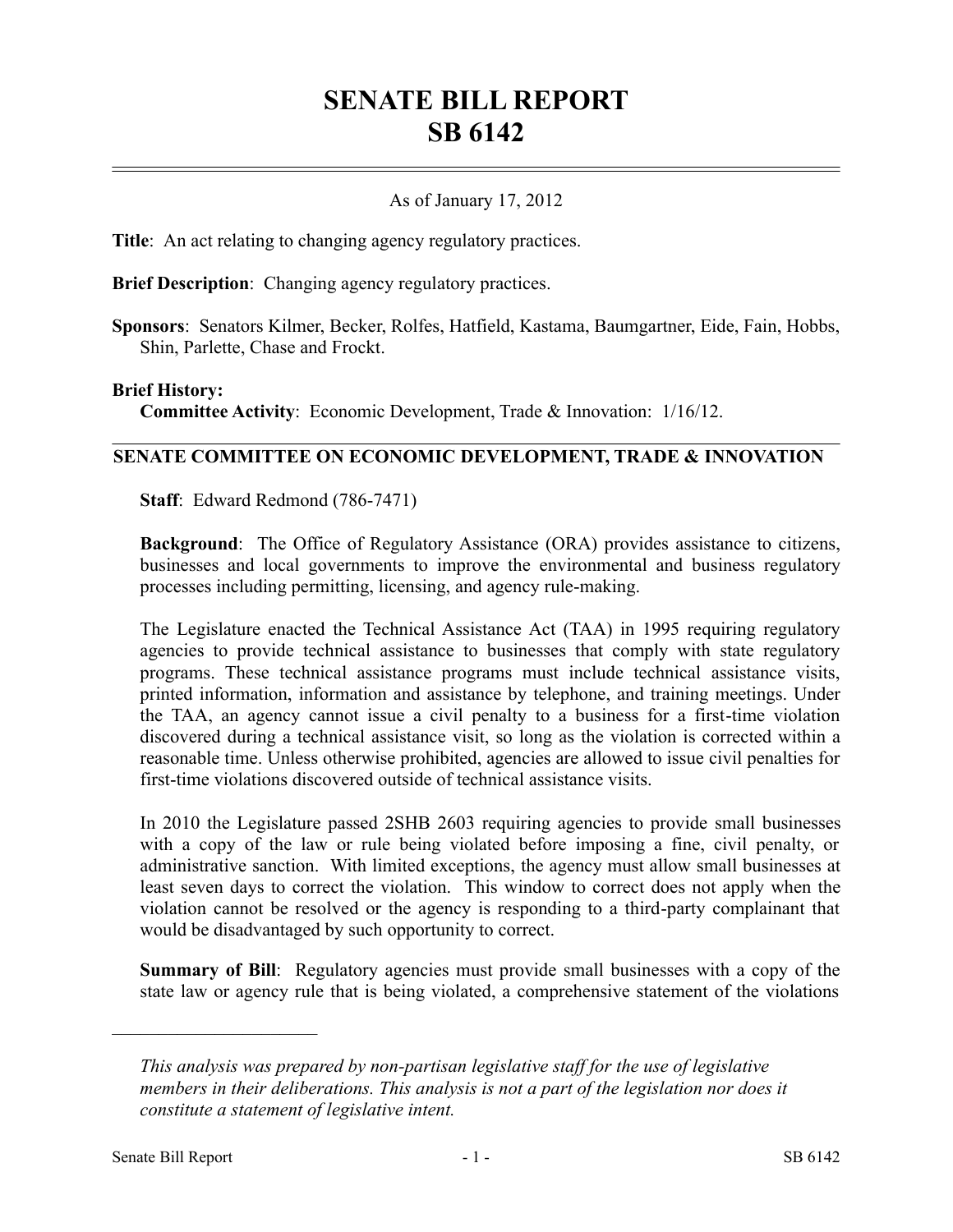# SENATE BILL REPORT
# SB 6142

As of January 17, 2012

**Title**: An act relating to changing agency regulatory practices.

**Brief Description**: Changing agency regulatory practices.

**Sponsors**: Senators Kilmer, Becker, Rolfes, Hatfield, Kastama, Baumgartner, Eide, Fain, Hobbs, Shin, Parlette, Chase and Frockt.

**Brief History:**
**Committee Activity**: Economic Development, Trade & Innovation: 1/16/12.

## SENATE COMMITTEE ON ECONOMIC DEVELOPMENT, TRADE & INNOVATION

**Staff**: Edward Redmond (786-7471)

**Background**: The Office of Regulatory Assistance (ORA) provides assistance to citizens, businesses and local governments to improve the environmental and business regulatory processes including permitting, licensing, and agency rule-making.

The Legislature enacted the Technical Assistance Act (TAA) in 1995 requiring regulatory agencies to provide technical assistance to businesses that comply with state regulatory programs. These technical assistance programs must include technical assistance visits, printed information, information and assistance by telephone, and training meetings. Under the TAA, an agency cannot issue a civil penalty to a business for a first-time violation discovered during a technical assistance visit, so long as the violation is corrected within a reasonable time. Unless otherwise prohibited, agencies are allowed to issue civil penalties for first-time violations discovered outside of technical assistance visits.

In 2010 the Legislature passed 2SHB 2603 requiring agencies to provide small businesses with a copy of the law or rule being violated before imposing a fine, civil penalty, or administrative sanction. With limited exceptions, the agency must allow small businesses at least seven days to correct the violation. This window to correct does not apply when the violation cannot be resolved or the agency is responding to a third-party complainant that would be disadvantaged by such opportunity to correct.

**Summary of Bill**: Regulatory agencies must provide small businesses with a copy of the state law or agency rule that is being violated, a comprehensive statement of the violations

---

*This analysis was prepared by non-partisan legislative staff for the use of legislative members in their deliberations. This analysis is not a part of the legislation nor does it constitute a statement of legislative intent.*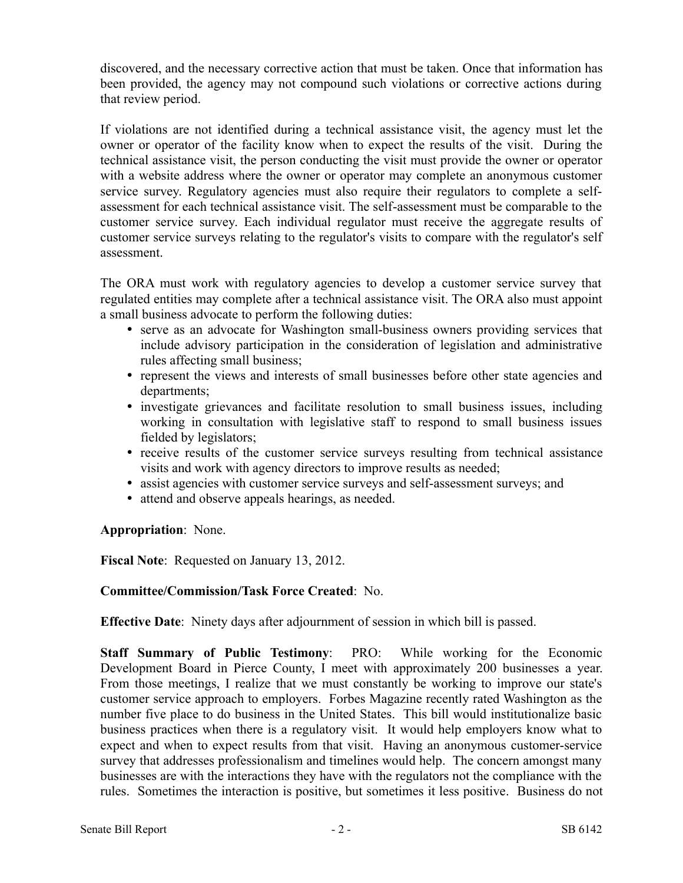discovered, and the necessary corrective action that must be taken. Once that information has been provided, the agency may not compound such violations or corrective actions during that review period.

If violations are not identified during a technical assistance visit, the agency must let the owner or operator of the facility know when to expect the results of the visit. During the technical assistance visit, the person conducting the visit must provide the owner or operator with a website address where the owner or operator may complete an anonymous customer service survey. Regulatory agencies must also require their regulators to complete a self-assessment for each technical assistance visit. The self-assessment must be comparable to the customer service survey. Each individual regulator must receive the aggregate results of customer service surveys relating to the regulator's visits to compare with the regulator's self assessment.

The ORA must work with regulatory agencies to develop a customer service survey that regulated entities may complete after a technical assistance visit. The ORA also must appoint a small business advocate to perform the following duties:

- serve as an advocate for Washington small-business owners providing services that include advisory participation in the consideration of legislation and administrative rules affecting small business;
- represent the views and interests of small businesses before other state agencies and departments;
- investigate grievances and facilitate resolution to small business issues, including working in consultation with legislative staff to respond to small business issues fielded by legislators;
- receive results of the customer service surveys resulting from technical assistance visits and work with agency directors to improve results as needed;
- assist agencies with customer service surveys and self-assessment surveys; and
- attend and observe appeals hearings, as needed.

**Appropriation**: None.

**Fiscal Note**: Requested on January 13, 2012.

**Committee/Commission/Task Force Created**: No.

**Effective Date**: Ninety days after adjournment of session in which bill is passed.

**Staff Summary of Public Testimony**: PRO: While working for the Economic Development Board in Pierce County, I meet with approximately 200 businesses a year. From those meetings, I realize that we must constantly be working to improve our state's customer service approach to employers. Forbes Magazine recently rated Washington as the number five place to do business in the United States. This bill would institutionalize basic business practices when there is a regulatory visit. It would help employers know what to expect and when to expect results from that visit. Having an anonymous customer-service survey that addresses professionalism and timelines would help. The concern amongst many businesses are with the interactions they have with the regulators not the compliance with the rules. Sometimes the interaction is positive, but sometimes it less positive. Business do not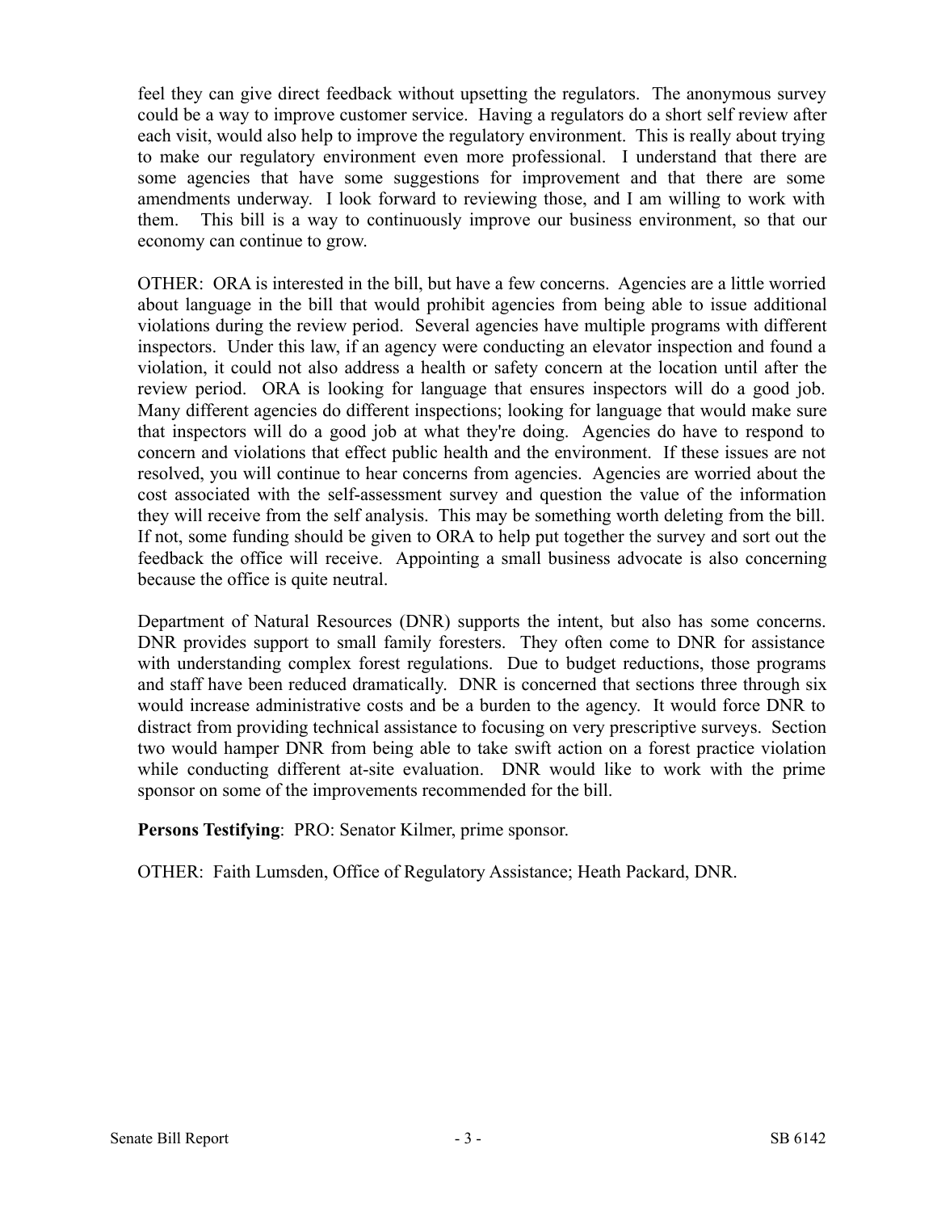feel they can give direct feedback without upsetting the regulators. The anonymous survey could be a way to improve customer service. Having a regulators do a short self review after each visit, would also help to improve the regulatory environment. This is really about trying to make our regulatory environment even more professional. I understand that there are some agencies that have some suggestions for improvement and that there are some amendments underway. I look forward to reviewing those, and I am willing to work with them. This bill is a way to continuously improve our business environment, so that our economy can continue to grow.

OTHER: ORA is interested in the bill, but have a few concerns. Agencies are a little worried about language in the bill that would prohibit agencies from being able to issue additional violations during the review period. Several agencies have multiple programs with different inspectors. Under this law, if an agency were conducting an elevator inspection and found a violation, it could not also address a health or safety concern at the location until after the review period. ORA is looking for language that ensures inspectors will do a good job. Many different agencies do different inspections; looking for language that would make sure that inspectors will do a good job at what they're doing. Agencies do have to respond to concern and violations that effect public health and the environment. If these issues are not resolved, you will continue to hear concerns from agencies. Agencies are worried about the cost associated with the self-assessment survey and question the value of the information they will receive from the self analysis. This may be something worth deleting from the bill. If not, some funding should be given to ORA to help put together the survey and sort out the feedback the office will receive. Appointing a small business advocate is also concerning because the office is quite neutral.

Department of Natural Resources (DNR) supports the intent, but also has some concerns. DNR provides support to small family foresters. They often come to DNR for assistance with understanding complex forest regulations. Due to budget reductions, those programs and staff have been reduced dramatically. DNR is concerned that sections three through six would increase administrative costs and be a burden to the agency. It would force DNR to distract from providing technical assistance to focusing on very prescriptive surveys. Section two would hamper DNR from being able to take swift action on a forest practice violation while conducting different at-site evaluation. DNR would like to work with the prime sponsor on some of the improvements recommended for the bill.

**Persons Testifying**: PRO: Senator Kilmer, prime sponsor.

OTHER: Faith Lumsden, Office of Regulatory Assistance; Heath Packard, DNR.